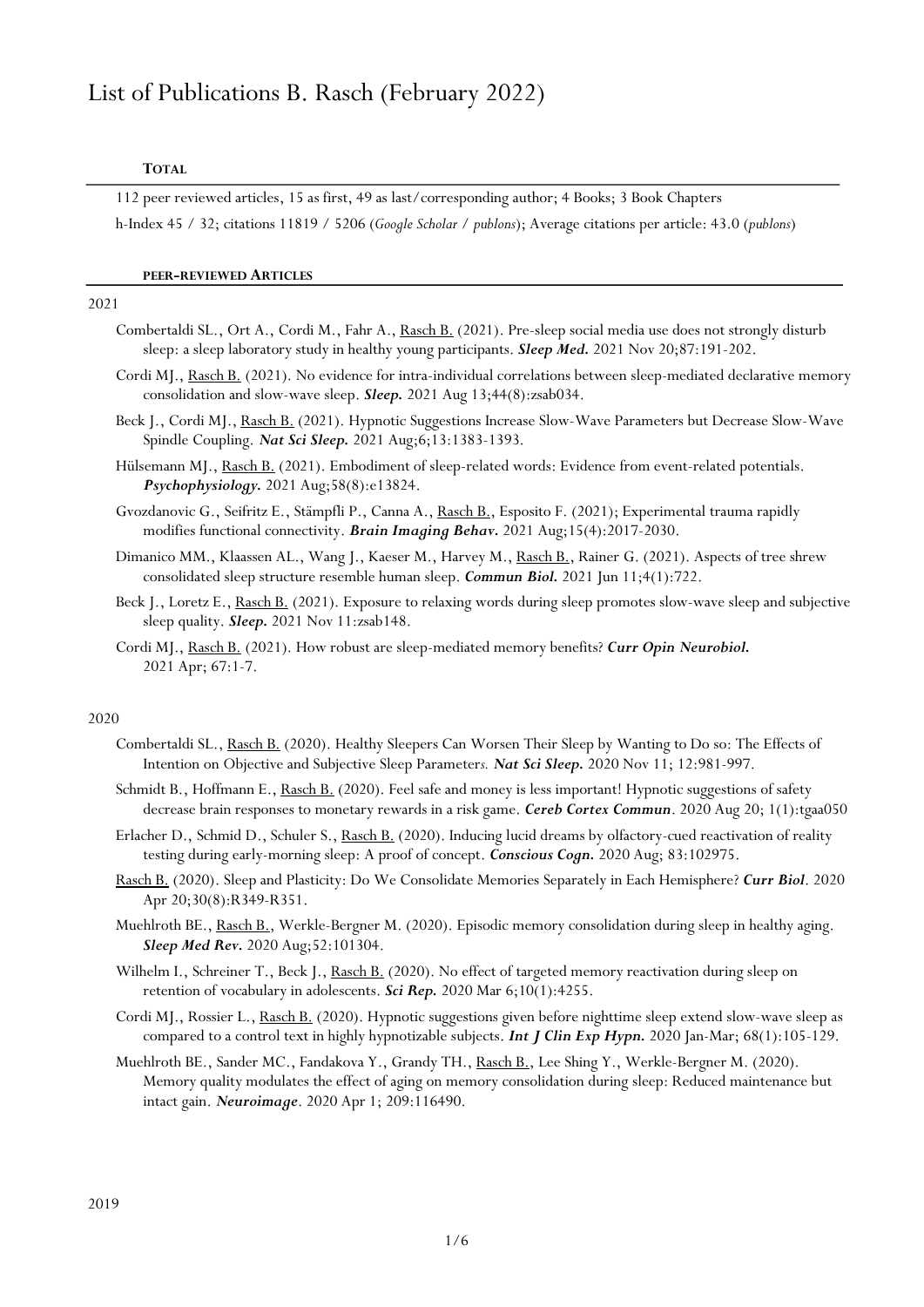# List of Publications B. Rasch (February 2022)

## TOTAL

112 peer reviewed articles, 15 as first, 49 as last/corresponding author; 4 Books; 3 Book Chapters

h-Index 45 / 32; citations 11819 / 5206 (*Google Scholar / publons*); Average citations per article: 43.0 (*publons*)

## PEER-REVIEWED ARTICLES

2021

Combertaldi SL., Ort A., Cordi M., Fahr A., Rasch B. (2021). Pre-sleep social media use does not strongly disturb sleep: a sleep laboratory study in healthy young participants. ***Sleep Med.*** 2021 Nov 20;87:191-202.

Cordi MJ., Rasch B. (2021). No evidence for intra-individual correlations between sleep-mediated declarative memory consolidation and slow-wave sleep. ***Sleep.*** 2021 Aug 13;44(8):zsab034.

Beck J., Cordi MJ., Rasch B. (2021). Hypnotic Suggestions Increase Slow-Wave Parameters but Decrease Slow-Wave Spindle Coupling. ***Nat Sci Sleep.*** 2021 Aug;6;13:1383-1393.

Hülsemann MJ., Rasch B. (2021). Embodiment of sleep-related words: Evidence from event-related potentials. ***Psychophysiology.*** 2021 Aug;58(8):e13824.

Gvozdanovic G., Seifritz E., Stämpfli P., Canna A., Rasch B., Esposito F. (2021); Experimental trauma rapidly modifies functional connectivity. ***Brain Imaging Behav.*** 2021 Aug;15(4):2017-2030.

Dimanico MM., Klaassen AL., Wang J., Kaeser M., Harvey M., Rasch B., Rainer G. (2021). Aspects of tree shrew consolidated sleep structure resemble human sleep. ***Commun Biol.*** 2021 Jun 11;4(1):722.

Beck J., Loretz E., Rasch B. (2021). Exposure to relaxing words during sleep promotes slow-wave sleep and subjective sleep quality. ***Sleep.*** 2021 Nov 11:zsab148.

Cordi MJ., Rasch B. (2021). How robust are sleep-mediated memory benefits? ***Curr Opin Neurobiol.*** 2021 Apr; 67:1-7.

2020

Combertaldi SL., Rasch B. (2020). Healthy Sleepers Can Worsen Their Sleep by Wanting to Do so: The Effects of Intention on Objective and Subjective Sleep Parameters*.* ***Nat Sci Sleep.*** 2020 Nov 11; 12:981-997.

Schmidt B., Hoffmann E., Rasch B. (2020). Feel safe and money is less important! Hypnotic suggestions of safety decrease brain responses to monetary rewards in a risk game. ***Cereb Cortex Commun***. 2020 Aug 20; 1(1):tgaa050

Erlacher D., Schmid D., Schuler S., Rasch B. (2020). Inducing lucid dreams by olfactory-cued reactivation of reality testing during early-morning sleep: A proof of concept. ***Conscious Cogn.*** 2020 Aug; 83:102975.

Rasch B. (2020). Sleep and Plasticity: Do We Consolidate Memories Separately in Each Hemisphere? ***Curr Biol***. 2020 Apr 20;30(8):R349-R351.

Muehlroth BE., Rasch B., Werkle-Bergner M. (2020). Episodic memory consolidation during sleep in healthy aging. ***Sleep Med Rev.*** 2020 Aug;52:101304.

Wilhelm I., Schreiner T., Beck J., Rasch B. (2020). No effect of targeted memory reactivation during sleep on retention of vocabulary in adolescents. ***Sci Rep.*** 2020 Mar 6;10(1):4255.

Cordi MJ., Rossier L., Rasch B. (2020). Hypnotic suggestions given before nighttime sleep extend slow-wave sleep as compared to a control text in highly hypnotizable subjects. ***Int J Clin Exp Hypn.*** 2020 Jan-Mar; 68(1):105-129.

Muehlroth BE., Sander MC., Fandakova Y., Grandy TH., Rasch B., Lee Shing Y., Werkle-Bergner M. (2020). Memory quality modulates the effect of aging on memory consolidation during sleep: Reduced maintenance but intact gain. ***Neuroimage***. 2020 Apr 1; 209:116490.

2019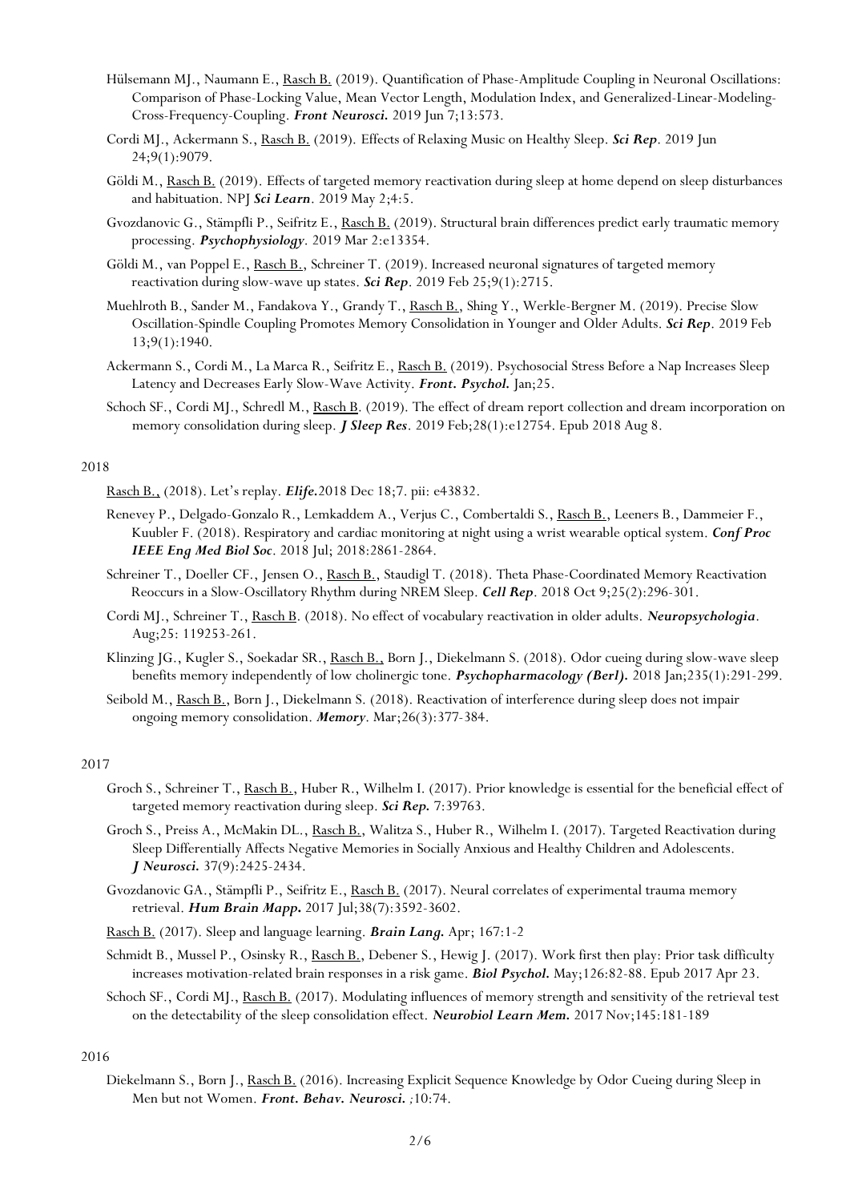Hülsemann MJ., Naumann E., Rasch B. (2019). Quantification of Phase-Amplitude Coupling in Neuronal Oscillations: Comparison of Phase-Locking Value, Mean Vector Length, Modulation Index, and Generalized-Linear-Modeling-Cross-Frequency-Coupling. ***Front Neurosci.*** 2019 Jun 7;13:573.

Cordi MJ., Ackermann S., Rasch B. (2019). Effects of Relaxing Music on Healthy Sleep. ***Sci Rep***. 2019 Jun 24;9(1):9079.

Göldi M., Rasch B. (2019). Effects of targeted memory reactivation during sleep at home depend on sleep disturbances and habituation. NPJ ***Sci Learn***. 2019 May 2;4:5.

Gvozdanovic G., Stämpfli P., Seifritz E., Rasch B. (2019). Structural brain differences predict early traumatic memory processing. ***Psychophysiology***. 2019 Mar 2:e13354.

Göldi M., van Poppel E., Rasch B., Schreiner T. (2019). Increased neuronal signatures of targeted memory reactivation during slow-wave up states. ***Sci Rep***. 2019 Feb 25;9(1):2715.

Muehlroth B., Sander M., Fandakova Y., Grandy T., Rasch B., Shing Y., Werkle-Bergner M. (2019). Precise Slow Oscillation-Spindle Coupling Promotes Memory Consolidation in Younger and Older Adults. ***Sci Rep***. 2019 Feb 13;9(1):1940.

Ackermann S., Cordi M., La Marca R., Seifritz E., Rasch B. (2019). Psychosocial Stress Before a Nap Increases Sleep Latency and Decreases Early Slow-Wave Activity. ***Front. Psychol.*** Jan;25.

Schoch SF., Cordi MJ., Schredl M., Rasch B. (2019). The effect of dream report collection and dream incorporation on memory consolidation during sleep. ***J Sleep Res***. 2019 Feb;28(1):e12754. Epub 2018 Aug 8.

2018

Rasch B., (2018). Let's replay. ***Elife.***2018 Dec 18;7. pii: e43832.

Renevey P., Delgado-Gonzalo R., Lemkaddem A., Verjus C., Combertaldi S., Rasch B., Leeners B., Dammeier F., Kuubler F. (2018). Respiratory and cardiac monitoring at night using a wrist wearable optical system. ***Conf Proc IEEE Eng Med Biol Soc***. 2018 Jul; 2018:2861-2864.

Schreiner T., Doeller CF., Jensen O., Rasch B., Staudigl T. (2018). Theta Phase-Coordinated Memory Reactivation Reoccurs in a Slow-Oscillatory Rhythm during NREM Sleep. ***Cell Rep***. 2018 Oct 9;25(2):296-301.

Cordi MJ., Schreiner T., Rasch B. (2018). No effect of vocabulary reactivation in older adults. ***Neuropsychologia***. Aug;25: 119253-261.

Klinzing JG., Kugler S., Soekadar SR., Rasch B., Born J., Diekelmann S. (2018). Odor cueing during slow-wave sleep benefits memory independently of low cholinergic tone. ***Psychopharmacology (Berl).*** 2018 Jan;235(1):291-299.

Seibold M., Rasch B., Born J., Diekelmann S. (2018). Reactivation of interference during sleep does not impair ongoing memory consolidation. ***Memory***. Mar;26(3):377-384.

2017

Groch S., Schreiner T., Rasch B., Huber R., Wilhelm I. (2017). Prior knowledge is essential for the beneficial effect of targeted memory reactivation during sleep. ***Sci Rep.*** 7:39763.

Groch S., Preiss A., McMakin DL., Rasch B., Walitza S., Huber R., Wilhelm I. (2017). Targeted Reactivation during Sleep Differentially Affects Negative Memories in Socially Anxious and Healthy Children and Adolescents. ***J Neurosci.*** 37(9):2425-2434.

Gvozdanovic GA., Stämpfli P., Seifritz E., Rasch B. (2017). Neural correlates of experimental trauma memory retrieval. ***Hum Brain Mapp.*** 2017 Jul;38(7):3592-3602.

Rasch B. (2017). Sleep and language learning. ***Brain Lang.*** Apr; 167:1-2

Schmidt B., Mussel P., Osinsky R., Rasch B., Debener S., Hewig J. (2017). Work first then play: Prior task difficulty increases motivation-related brain responses in a risk game. ***Biol Psychol.*** May;126:82-88. Epub 2017 Apr 23.

Schoch SF., Cordi MJ., Rasch B. (2017). Modulating influences of memory strength and sensitivity of the retrieval test on the detectability of the sleep consolidation effect. ***Neurobiol Learn Mem.*** 2017 Nov;145:181-189

2016

Diekelmann S., Born J., Rasch B. (2016). Increasing Explicit Sequence Knowledge by Odor Cueing during Sleep in Men but not Women. ***Front. Behav. Neurosci.*** ;10:74.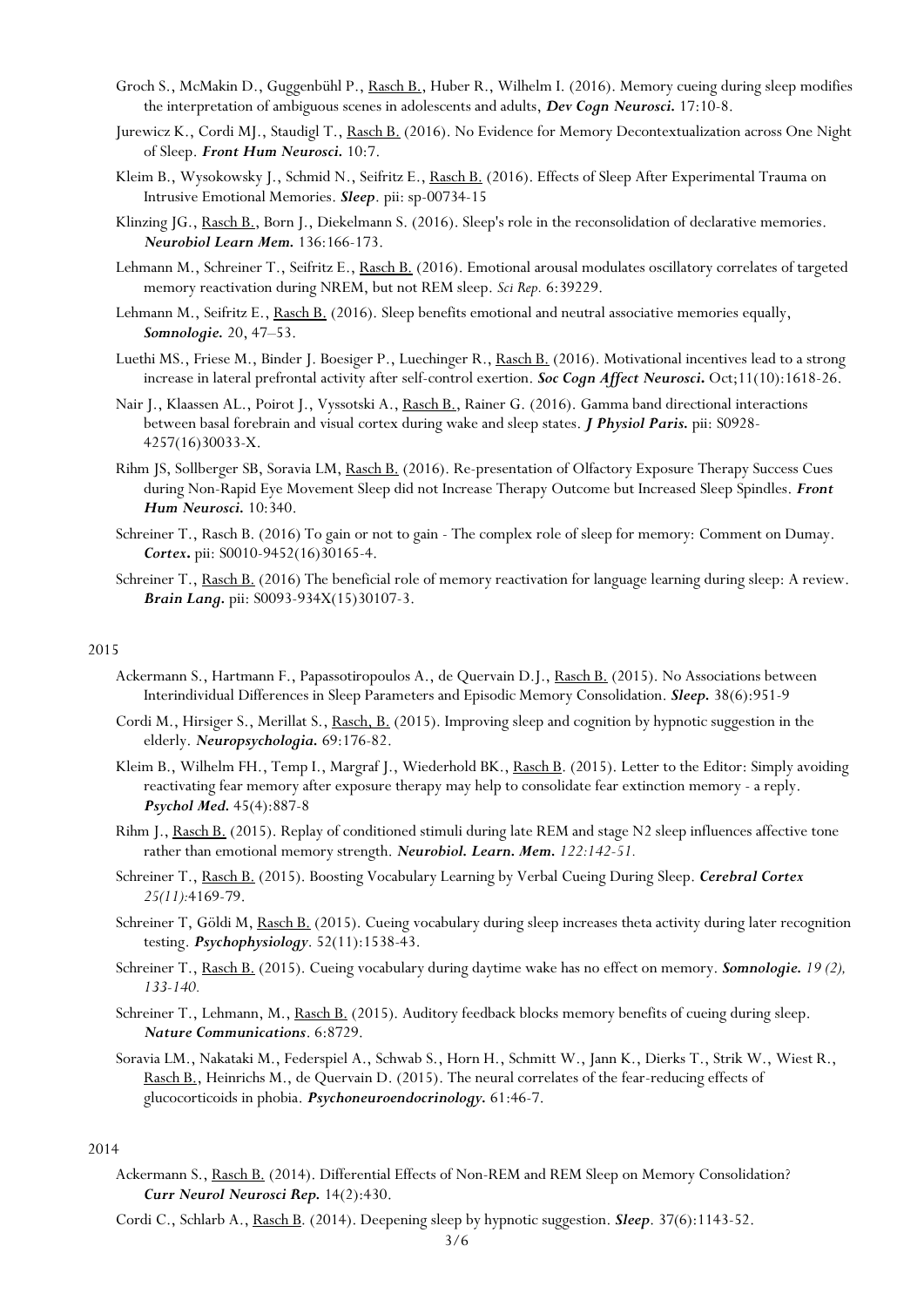Groch S., McMakin D., Guggenbühl P., <u>Rasch B.</u>, Huber R., Wilhelm I. (2016). Memory cueing during sleep modifies the interpretation of ambiguous scenes in adolescents and adults, ***Dev Cogn Neurosci.*** 17:10-8.

Jurewicz K., Cordi MJ., Staudigl T., <u>Rasch B.</u> (2016). No Evidence for Memory Decontextualization across One Night of Sleep. ***Front Hum Neurosci.*** 10:7.

Kleim B., Wysokowsky J., Schmid N., Seifritz E., <u>Rasch B.</u> (2016). Effects of Sleep After Experimental Trauma on Intrusive Emotional Memories. ***Sleep***. pii: sp-00734-15

Klinzing JG., <u>Rasch B.</u>, Born J., Diekelmann S. (2016). Sleep's role in the reconsolidation of declarative memories. ***Neurobiol Learn Mem.*** 136:166-173.

Lehmann M., Schreiner T., Seifritz E., <u>Rasch B.</u> (2016). Emotional arousal modulates oscillatory correlates of targeted memory reactivation during NREM, but not REM sleep. *Sci Rep.* 6:39229.

Lehmann M., Seifritz E., <u>Rasch B.</u> (2016). Sleep benefits emotional and neutral associative memories equally, ***Somnologie.*** 20, 47–53.

Luethi MS., Friese M., Binder J. Boesiger P., Luechinger R., <u>Rasch B.</u> (2016). Motivational incentives lead to a strong increase in lateral prefrontal activity after self-control exertion. ***Soc Cogn Affect Neurosci.*** Oct;11(10):1618-26.

Nair J., Klaassen AL., Poirot J., Vyssotski A., <u>Rasch B.</u>, Rainer G. (2016). Gamma band directional interactions between basal forebrain and visual cortex during wake and sleep states. ***J Physiol Paris.*** pii: S0928-4257(16)30033-X.

Rihm JS, Sollberger SB, Soravia LM, <u>Rasch B.</u> (2016). Re-presentation of Olfactory Exposure Therapy Success Cues during Non-Rapid Eye Movement Sleep did not Increase Therapy Outcome but Increased Sleep Spindles. ***Front Hum Neurosci.*** 10:340.

Schreiner T., Rasch B. (2016) To gain or not to gain - The complex role of sleep for memory: Comment on Dumay. ***Cortex.*** pii: S0010-9452(16)30165-4.

Schreiner T., <u>Rasch B.</u> (2016) The beneficial role of memory reactivation for language learning during sleep: A review. ***Brain Lang.*** pii: S0093-934X(15)30107-3.

2015

Ackermann S., Hartmann F., Papassotiropoulos A., de Quervain D.J., <u>Rasch B.</u> (2015). No Associations between Interindividual Differences in Sleep Parameters and Episodic Memory Consolidation. ***Sleep.*** 38(6):951-9

Cordi M., Hirsiger S., Merillat S., <u>Rasch, B.</u> (2015). Improving sleep and cognition by hypnotic suggestion in the elderly. ***Neuropsychologia.*** 69:176-82.

Kleim B., Wilhelm FH., Temp I., Margraf J., Wiederhold BK., <u>Rasch B</u>. (2015). Letter to the Editor: Simply avoiding reactivating fear memory after exposure therapy may help to consolidate fear extinction memory - a reply. ***Psychol Med.*** 45(4):887-8

Rihm J., <u>Rasch B.</u> (2015). Replay of conditioned stimuli during late REM and stage N2 sleep influences affective tone rather than emotional memory strength. ***Neurobiol. Learn. Mem.*** *122:142-51.*

Schreiner T., <u>Rasch B.</u> (2015). Boosting Vocabulary Learning by Verbal Cueing During Sleep. ***Cerebral Cortex*** *25(11):*4169-79.

Schreiner T, Göldi M, <u>Rasch B.</u> (2015). Cueing vocabulary during sleep increases theta activity during later recognition testing. ***Psychophysiology***. 52(11):1538-43.

Schreiner T., <u>Rasch B.</u> (2015). Cueing vocabulary during daytime wake has no effect on memory. ***Somnologie.*** *19 (2), 133-140.*

Schreiner T., Lehmann, M., <u>Rasch B.</u> (2015). Auditory feedback blocks memory benefits of cueing during sleep. ***Nature Communications***. 6:8729.

Soravia LM., Nakataki M., Federspiel A., Schwab S., Horn H., Schmitt W., Jann K., Dierks T., Strik W., Wiest R., <u>Rasch B.</u>, Heinrichs M., de Quervain D. (2015). The neural correlates of the fear-reducing effects of glucocorticoids in phobia. ***Psychoneuroendocrinology.*** 61:46-7.

2014

Ackermann S., <u>Rasch B.</u> (2014). Differential Effects of Non-REM and REM Sleep on Memory Consolidation? ***Curr Neurol Neurosci Rep.*** 14(2):430.

Cordi C., Schlarb A., <u>Rasch B</u>. (2014). Deepening sleep by hypnotic suggestion. ***Sleep***. 37(6):1143-52.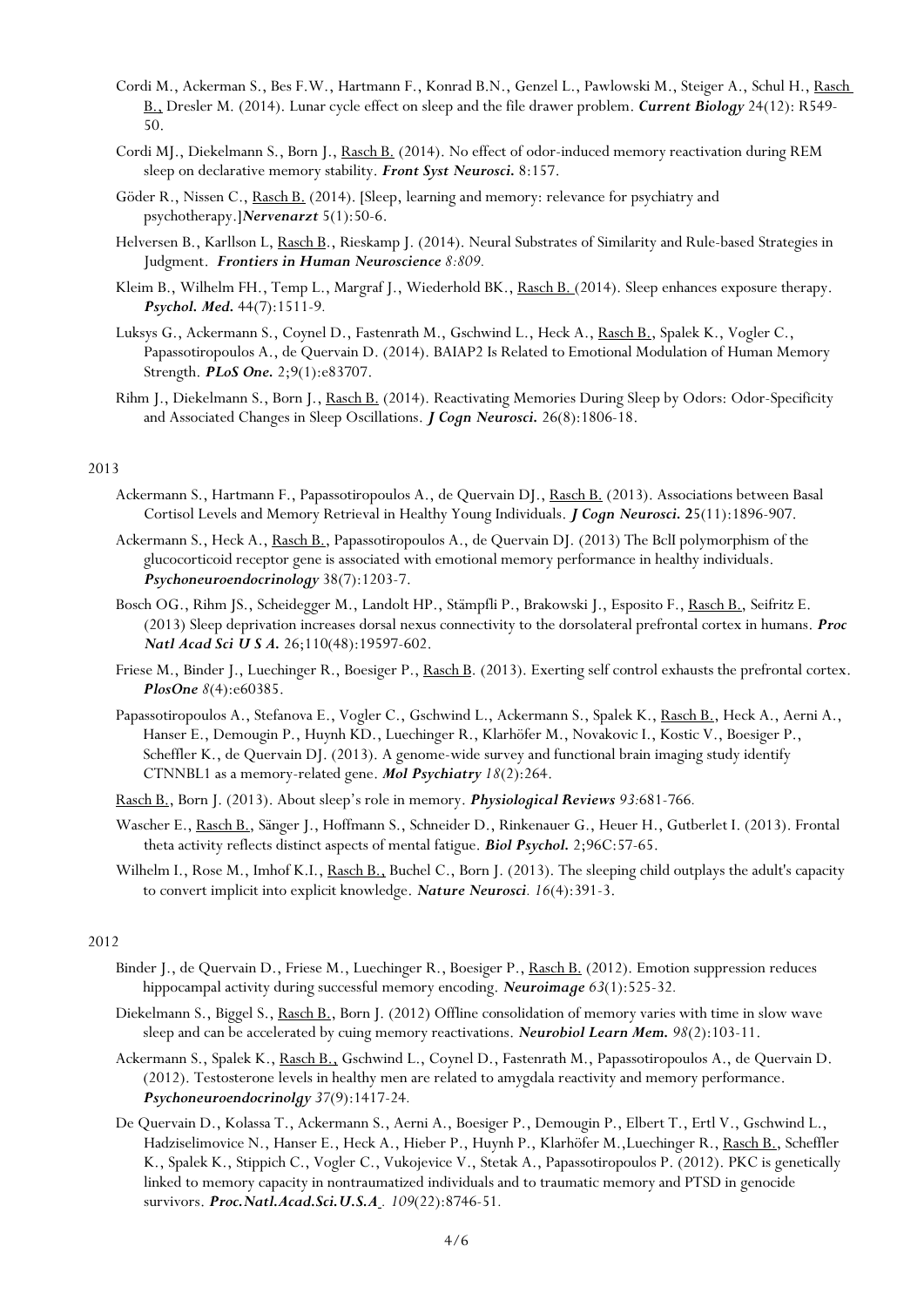- Cordi M., Ackerman S., Bes F.W., Hartmann F., Konrad B.N., Genzel L., Pawlowski M., Steiger A., Schul H., Rasch B., Dresler M. (2014). Lunar cycle effect on sleep and the file drawer problem. ***Current Biology*** 24(12): R549-50.
- Cordi MJ., Diekelmann S., Born J., Rasch B. (2014). No effect of odor-induced memory reactivation during REM sleep on declarative memory stability. ***Front Syst Neurosci.*** 8:157.
- Göder R., Nissen C., Rasch B. (2014). [Sleep, learning and memory: relevance for psychiatry and psychotherapy.]***Nervenarzt*** 5(1):50-6.
- Helversen B., Karllson L, Rasch B., Rieskamp J. (2014). Neural Substrates of Similarity and Rule-based Strategies in Judgment. ***Frontiers in Human Neuroscience*** *8:809.*
- Kleim B., Wilhelm FH., Temp L., Margraf J., Wiederhold BK., Rasch B. (2014). Sleep enhances exposure therapy. ***Psychol. Med.*** 44(7):1511-9.
- Luksys G., Ackermann S., Coynel D., Fastenrath M., Gschwind L., Heck A., Rasch B., Spalek K., Vogler C., Papassotiropoulos A., de Quervain D. (2014). BAIAP2 Is Related to Emotional Modulation of Human Memory Strength. ***PLoS One.*** 2;9(1):e83707.
- Rihm J., Diekelmann S., Born J., Rasch B. (2014). Reactivating Memories During Sleep by Odors: Odor-Specificity and Associated Changes in Sleep Oscillations. ***J Cogn Neurosci.*** 26(8):1806-18.

2013

- Ackermann S., Hartmann F., Papassotiropoulos A., de Quervain DJ., Rasch B. (2013). Associations between Basal Cortisol Levels and Memory Retrieval in Healthy Young Individuals. ***J Cogn Neurosci. 2***5(11):1896-907.
- Ackermann S., Heck A., Rasch B., Papassotiropoulos A., de Quervain DJ. (2013) The BclI polymorphism of the glucocorticoid receptor gene is associated with emotional memory performance in healthy individuals. ***Psychoneuroendocrinology*** 38(7):1203-7.
- Bosch OG., Rihm JS., Scheidegger M., Landolt HP., Stämpfli P., Brakowski J., Esposito F., Rasch B., Seifritz E. (2013) Sleep deprivation increases dorsal nexus connectivity to the dorsolateral prefrontal cortex in humans. ***Proc Natl Acad Sci U S A.*** 26;110(48):19597-602.
- Friese M., Binder J., Luechinger R., Boesiger P., Rasch B. (2013). Exerting self control exhausts the prefrontal cortex. ***PlosOne*** *8*(4):e60385.
- Papassotiropoulos A., Stefanova E., Vogler C., Gschwind L., Ackermann S., Spalek K., Rasch B., Heck A., Aerni A., Hanser E., Demougin P., Huynh KD., Luechinger R., Klarhöfer M., Novakovic I., Kostic V., Boesiger P., Scheffler K., de Quervain DJ. (2013). A genome-wide survey and functional brain imaging study identify CTNNBL1 as a memory-related gene. ***Mol Psychiatry*** *18*(2):264.
- Rasch B., Born J. (2013). About sleep's role in memory. ***Physiological Reviews*** *93*:681-766.
- Wascher E., Rasch B., Sänger J., Hoffmann S., Schneider D., Rinkenauer G., Heuer H., Gutberlet I. (2013). Frontal theta activity reflects distinct aspects of mental fatigue. ***Biol Psychol.*** 2;96C:57-65.
- Wilhelm I., Rose M., Imhof K.I., Rasch B., Buchel C., Born J. (2013). The sleeping child outplays the adult's capacity to convert implicit into explicit knowledge. ***Nature Neurosci****. 16*(4):391-3.

2012

- Binder J., de Quervain D., Friese M., Luechinger R., Boesiger P., Rasch B. (2012). Emotion suppression reduces hippocampal activity during successful memory encoding. ***Neuroimage*** *63*(1):525-32.
- Diekelmann S., Biggel S., Rasch B., Born J. (2012) Offline consolidation of memory varies with time in slow wave sleep and can be accelerated by cuing memory reactivations. ***Neurobiol Learn Mem.*** *98*(2):103-11.
- Ackermann S., Spalek K., Rasch B., Gschwind L., Coynel D., Fastenrath M., Papassotiropoulos A., de Quervain D. (2012). Testosterone levels in healthy men are related to amygdala reactivity and memory performance. ***Psychoneuroendocrinolgy*** *37*(9):1417-24.
- De Quervain D., Kolassa T., Ackermann S., Aerni A., Boesiger P., Demougin P., Elbert T., Ertl V., Gschwind L., Hadziselimovice N., Hanser E., Heck A., Hieber P., Huynh P., Klarhöfer M.,Luechinger R., Rasch B., Scheffler K., Spalek K., Stippich C., Vogler C., Vukojevice V., Stetak A., Papassotiropoulos P. (2012). PKC is genetically linked to memory capacity in nontraumatized individuals and to traumatic memory and PTSD in genocide survivors. ***Proc.Natl.Acad.Sci.U.S.A***. *109*(22):8746-51.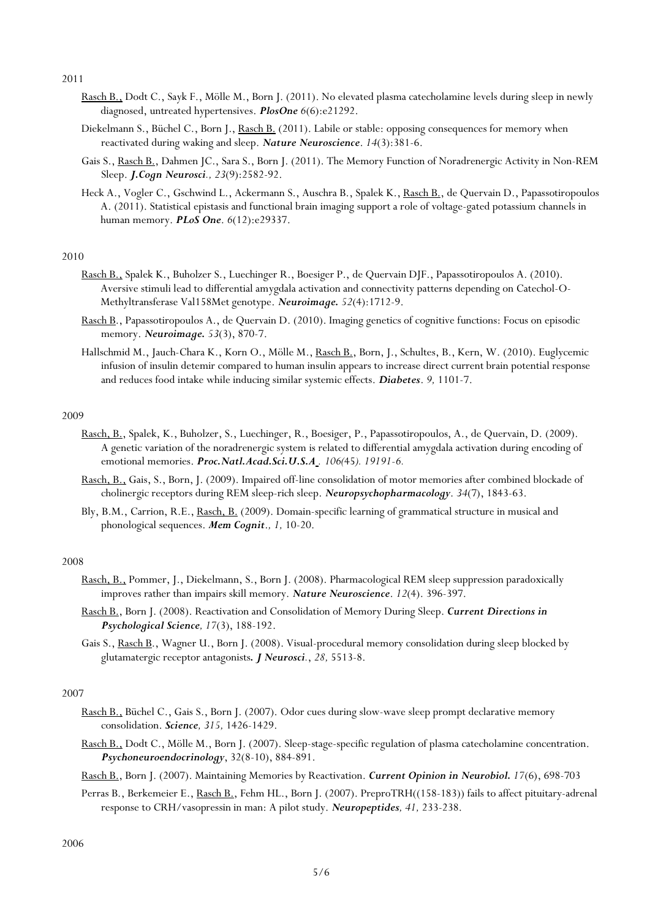2011

- Rasch B., Dodt C., Sayk F., Mölle M., Born J. (2011). No elevated plasma catecholamine levels during sleep in newly diagnosed, untreated hypertensives. ***PlosOne*** 6(6):e21292.
- Diekelmann S., Büchel C., Born J., Rasch B. (2011). Labile or stable: opposing consequences for memory when reactivated during waking and sleep. ***Nature Neuroscience***. *14*(3):381-6.
- Gais S., Rasch B., Dahmen JC., Sara S., Born J. (2011). The Memory Function of Noradrenergic Activity in Non-REM Sleep. ***J.Cogn Neurosci****., 23*(9):2582-92.
- Heck A., Vogler C., Gschwind L., Ackermann S., Auschra B., Spalek K., Rasch B., de Quervain D., Papassotiropoulos A. (2011). Statistical epistasis and functional brain imaging support a role of voltage-gated potassium channels in human memory. ***PLoS One***. 6(12):e29337.

2010

- Rasch B., Spalek K., Buholzer S., Luechinger R., Boesiger P., de Quervain DJF., Papassotiropoulos A. (2010). Aversive stimuli lead to differential amygdala activation and connectivity patterns depending on Catechol-O-Methyltransferase Val158Met genotype. ***Neuroimage.*** *52*(4):1712-9.
- Rasch B., Papassotiropoulos A., de Quervain D. (2010). Imaging genetics of cognitive functions: Focus on episodic memory. ***Neuroimage.*** *53*(3), 870-7.
- Hallschmid M., Jauch-Chara K., Korn O., Mölle M., Rasch B., Born, J., Schultes, B., Kern, W. (2010). Euglycemic infusion of insulin detemir compared to human insulin appears to increase direct current brain potential response and reduces food intake while inducing similar systemic effects. ***Diabetes***. *9,* 1101-7.

2009

- Rasch, B., Spalek, K., Buholzer, S., Luechinger, R., Boesiger, P., Papassotiropoulos, A., de Quervain, D. (2009). A genetic variation of the noradrenergic system is related to differential amygdala activation during encoding of emotional memories. ***Proc.Natl.Acad.Sci.U.S.A*** *. 106(*45*). 19191-6.*
- Rasch, B., Gais, S., Born, J. (2009). Impaired off-line consolidation of motor memories after combined blockade of cholinergic receptors during REM sleep-rich sleep. ***Neuropsychopharmacology***. *34*(7), 1843-63.
- Bly, B.M., Carrion, R.E., Rasch, B. (2009). Domain-specific learning of grammatical structure in musical and phonological sequences. ***Mem Cognit****., 1,* 10-20.

2008

- Rasch, B., Pommer, J., Diekelmann, S., Born J. (2008). Pharmacological REM sleep suppression paradoxically improves rather than impairs skill memory. ***Nature Neuroscience***. *12*(4). 396-397.
- Rasch B., Born J. (2008). Reactivation and Consolidation of Memory During Sleep. ***Current Directions in Psychological Science****, 17*(3), 188-192.
- Gais S., Rasch B., Wagner U., Born J. (2008). Visual-procedural memory consolidation during sleep blocked by glutamatergic receptor antagonists***. J Neurosci***., *28,* 5513-8.

2007

- Rasch B., Büchel C., Gais S., Born J. (2007). Odor cues during slow-wave sleep prompt declarative memory consolidation. ***Science****, 315,* 1426-1429.
- Rasch B., Dodt C., Mölle M., Born J. (2007). Sleep-stage-specific regulation of plasma catecholamine concentration. ***Psychoneuroendocrinology***, 32(8-10), 884-891.
- Rasch B., Born J. (2007). Maintaining Memories by Reactivation. ***Current Opinion in Neurobiol.*** *17*(6), 698-703
- Perras B., Berkemeier E., Rasch B., Fehm HL., Born J. (2007). PreproTRH((158-183)) fails to affect pituitary-adrenal response to CRH/vasopressin in man: A pilot study. ***Neuropeptides****, 41,* 233-238.

2006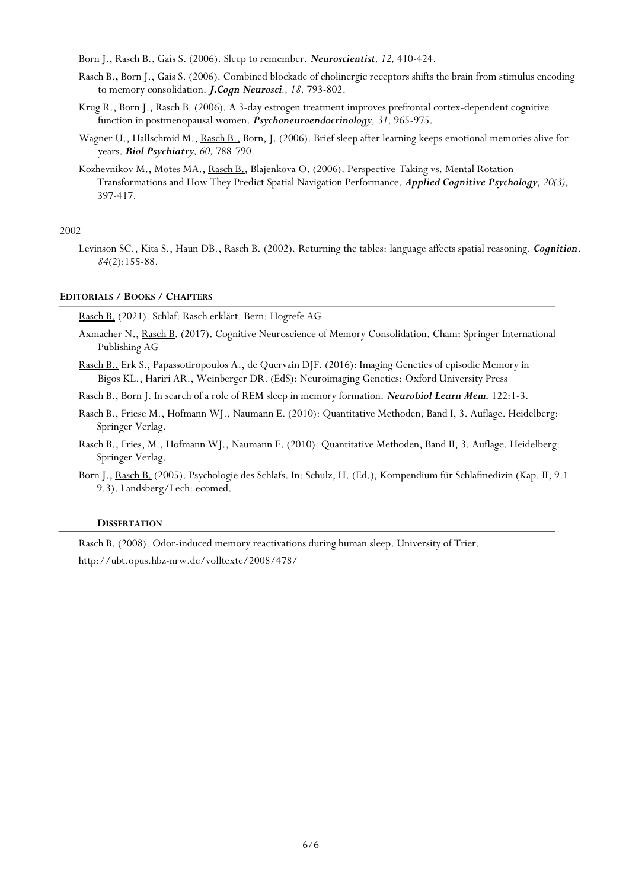Born J., Rasch B., Gais S. (2006). Sleep to remember. ***Neuroscientist**, 12,* 410-424.

Rasch B., Born J., Gais S. (2006). Combined blockade of cholinergic receptors shifts the brain from stimulus encoding to memory consolidation. ***J.Cogn Neurosci.**, 18,* 793-802.

Krug R., Born J., Rasch B. (2006). A 3-day estrogen treatment improves prefrontal cortex-dependent cognitive function in postmenopausal women. ***Psychoneuroendocrinology**, 31,* 965-975.

Wagner U., Hallschmid M., Rasch B., Born, J. (2006). Brief sleep after learning keeps emotional memories alive for years. ***Biol Psychiatry**, 60,* 788-790.

Kozhevnikov M., Motes MA., Rasch B., Blajenkova O. (2006). Perspective-Taking vs. Mental Rotation Transformations and How They Predict Spatial Navigation Performance. ***Applied Cognitive Psychology***, *20(3)*, 397-417.

2002

Levinson SC., Kita S., Haun DB., Rasch B. (2002). Returning the tables: language affects spatial reasoning. ***Cognition***. *84*(2):155-88.

### EDITORIALS / BOOKS / CHAPTERS

Rasch B. (2021). Schlaf: Rasch erklärt. Bern: Hogrefe AG

Axmacher N., Rasch B. (2017). Cognitive Neuroscience of Memory Consolidation. Cham: Springer International Publishing AG

Rasch B., Erk S., Papassotiropoulos A., de Quervain DJF. (2016): Imaging Genetics of episodic Memory in Bigos KL., Hariri AR., Weinberger DR. (EdS): Neuroimaging Genetics; Oxford University Press

Rasch B., Born J. In search of a role of REM sleep in memory formation. ***Neurobiol Learn Mem.*** 122:1-3.

Rasch B., Friese M., Hofmann WJ., Naumann E. (2010): Quantitative Methoden, Band I, 3. Auflage. Heidelberg: Springer Verlag.

Rasch B., Fries, M., Hofmann WJ., Naumann E. (2010): Quantitative Methoden, Band II, 3. Auflage. Heidelberg: Springer Verlag.

Born J., Rasch B. (2005). Psychologie des Schlafs. In: Schulz, H. (Ed.), Kompendium für Schlafmedizin (Kap. II, 9.1 - 9.3). Landsberg/Lech: ecomed.

### DISSERTATION

Rasch B. (2008). Odor-induced memory reactivations during human sleep. University of Trier.

http://ubt.opus.hbz-nrw.de/volltexte/2008/478/